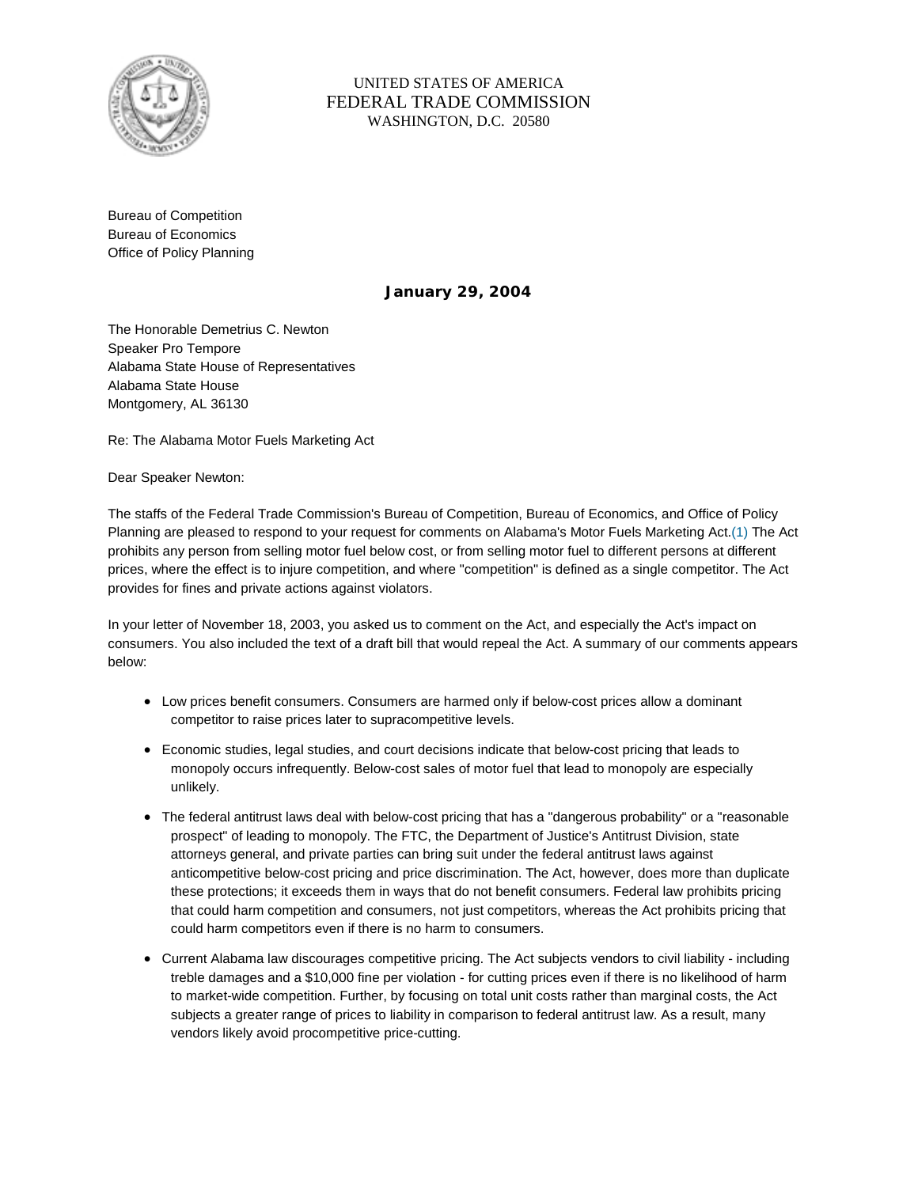UNITED STATES OF AMERICA
FEDERAL TRADE COMMISSION
WASHINGTON, D.C. 20580

Bureau of Competition
Bureau of Economics
Office of Policy Planning

**January 29, 2004**

The Honorable Demetrius C. Newton
Speaker Pro Tempore
Alabama State House of Representatives
Alabama State House
Montgomery, AL 36130

Re: The Alabama Motor Fuels Marketing Act

Dear Speaker Newton:

The staffs of the Federal Trade Commission's Bureau of Competition, Bureau of Economics, and Office of Policy Planning are pleased to respond to your request for comments on Alabama's Motor Fuels Marketing Act.(1) The Act prohibits any person from selling motor fuel below cost, or from selling motor fuel to different persons at different prices, where the effect is to injure competition, and where "competition" is defined as a single competitor. The Act provides for fines and private actions against violators.

In your letter of November 18, 2003, you asked us to comment on the Act, and especially the Act's impact on consumers. You also included the text of a draft bill that would repeal the Act. A summary of our comments appears below:

- Low prices benefit consumers. Consumers are harmed only if below-cost prices allow a dominant competitor to raise prices later to supracompetitive levels.
- Economic studies, legal studies, and court decisions indicate that below-cost pricing that leads to monopoly occurs infrequently. Below-cost sales of motor fuel that lead to monopoly are especially unlikely.
- The federal antitrust laws deal with below-cost pricing that has a "dangerous probability" or a "reasonable prospect" of leading to monopoly. The FTC, the Department of Justice's Antitrust Division, state attorneys general, and private parties can bring suit under the federal antitrust laws against anticompetitive below-cost pricing and price discrimination. The Act, however, does more than duplicate these protections; it exceeds them in ways that do not benefit consumers. Federal law prohibits pricing that could harm competition and consumers, not just competitors, whereas the Act prohibits pricing that could harm competitors even if there is no harm to consumers.
- Current Alabama law discourages competitive pricing. The Act subjects vendors to civil liability - including treble damages and a $10,000 fine per violation - for cutting prices even if there is no likelihood of harm to market-wide competition. Further, by focusing on total unit costs rather than marginal costs, the Act subjects a greater range of prices to liability in comparison to federal antitrust law. As a result, many vendors likely avoid procompetitive price-cutting.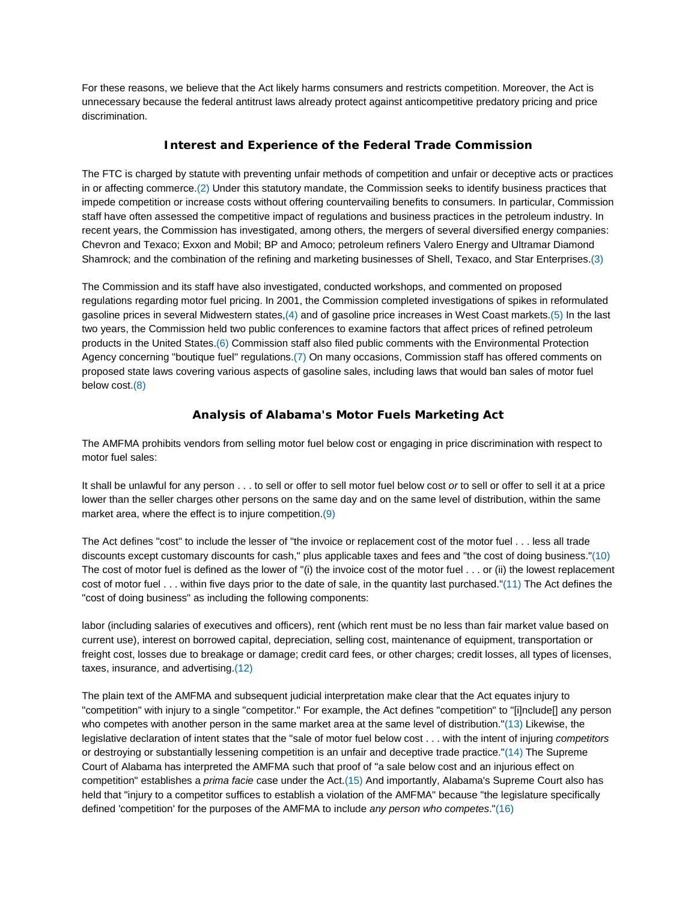For these reasons, we believe that the Act likely harms consumers and restricts competition. Moreover, the Act is unnecessary because the federal antitrust laws already protect against anticompetitive predatory pricing and price discrimination.

## Interest and Experience of the Federal Trade Commission

The FTC is charged by statute with preventing unfair methods of competition and unfair or deceptive acts or practices in or affecting commerce.(2) Under this statutory mandate, the Commission seeks to identify business practices that impede competition or increase costs without offering countervailing benefits to consumers. In particular, Commission staff have often assessed the competitive impact of regulations and business practices in the petroleum industry. In recent years, the Commission has investigated, among others, the mergers of several diversified energy companies: Chevron and Texaco; Exxon and Mobil; BP and Amoco; petroleum refiners Valero Energy and Ultramar Diamond Shamrock; and the combination of the refining and marketing businesses of Shell, Texaco, and Star Enterprises.(3)

The Commission and its staff have also investigated, conducted workshops, and commented on proposed regulations regarding motor fuel pricing. In 2001, the Commission completed investigations of spikes in reformulated gasoline prices in several Midwestern states,(4) and of gasoline price increases in West Coast markets.(5) In the last two years, the Commission held two public conferences to examine factors that affect prices of refined petroleum products in the United States.(6) Commission staff also filed public comments with the Environmental Protection Agency concerning "boutique fuel" regulations.(7) On many occasions, Commission staff has offered comments on proposed state laws covering various aspects of gasoline sales, including laws that would ban sales of motor fuel below cost.(8)

## Analysis of Alabama's Motor Fuels Marketing Act

The AMFMA prohibits vendors from selling motor fuel below cost or engaging in price discrimination with respect to motor fuel sales:

It shall be unlawful for any person . . . to sell or offer to sell motor fuel below cost *or* to sell or offer to sell it at a price lower than the seller charges other persons on the same day and on the same level of distribution, within the same market area, where the effect is to injure competition.(9)

The Act defines "cost" to include the lesser of "the invoice or replacement cost of the motor fuel . . . less all trade discounts except customary discounts for cash," plus applicable taxes and fees and "the cost of doing business."(10) The cost of motor fuel is defined as the lower of "(i) the invoice cost of the motor fuel . . . or (ii) the lowest replacement cost of motor fuel . . . within five days prior to the date of sale, in the quantity last purchased."(11) The Act defines the "cost of doing business" as including the following components:

labor (including salaries of executives and officers), rent (which rent must be no less than fair market value based on current use), interest on borrowed capital, depreciation, selling cost, maintenance of equipment, transportation or freight cost, losses due to breakage or damage; credit card fees, or other charges; credit losses, all types of licenses, taxes, insurance, and advertising.(12)

The plain text of the AMFMA and subsequent judicial interpretation make clear that the Act equates injury to "competition" with injury to a single "competitor." For example, the Act defines "competition" to "[i]nclude[] any person who competes with another person in the same market area at the same level of distribution."(13) Likewise, the legislative declaration of intent states that the "sale of motor fuel below cost . . . with the intent of injuring *competitors* or destroying or substantially lessening competition is an unfair and deceptive trade practice."(14) The Supreme Court of Alabama has interpreted the AMFMA such that proof of "a sale below cost and an injurious effect on competition" establishes a *prima facie* case under the Act.(15) And importantly, Alabama's Supreme Court also has held that "injury to a competitor suffices to establish a violation of the AMFMA" because "the legislature specifically defined 'competition' for the purposes of the AMFMA to include *any person who competes*."(16)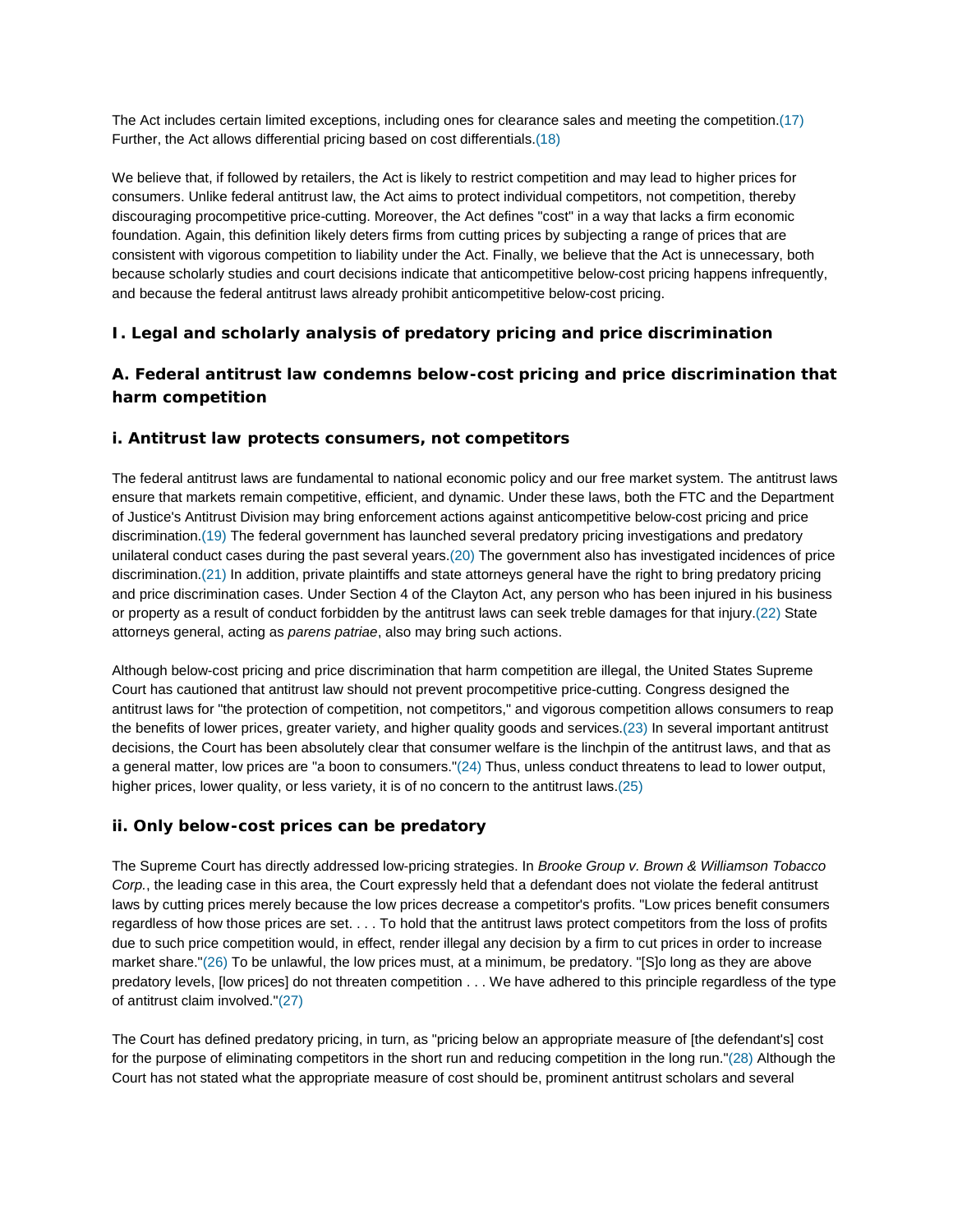The Act includes certain limited exceptions, including ones for clearance sales and meeting the competition.(17) Further, the Act allows differential pricing based on cost differentials.(18)

We believe that, if followed by retailers, the Act is likely to restrict competition and may lead to higher prices for consumers. Unlike federal antitrust law, the Act aims to protect individual competitors, not competition, thereby discouraging procompetitive price-cutting. Moreover, the Act defines "cost" in a way that lacks a firm economic foundation. Again, this definition likely deters firms from cutting prices by subjecting a range of prices that are consistent with vigorous competition to liability under the Act. Finally, we believe that the Act is unnecessary, both because scholarly studies and court decisions indicate that anticompetitive below-cost pricing happens infrequently, and because the federal antitrust laws already prohibit anticompetitive below-cost pricing.

## I. Legal and scholarly analysis of predatory pricing and price discrimination

### A. Federal antitrust law condemns below-cost pricing and price discrimination that harm competition

#### i. Antitrust law protects consumers, not competitors

The federal antitrust laws are fundamental to national economic policy and our free market system. The antitrust laws ensure that markets remain competitive, efficient, and dynamic. Under these laws, both the FTC and the Department of Justice's Antitrust Division may bring enforcement actions against anticompetitive below-cost pricing and price discrimination.(19) The federal government has launched several predatory pricing investigations and predatory unilateral conduct cases during the past several years.(20) The government also has investigated incidences of price discrimination.(21) In addition, private plaintiffs and state attorneys general have the right to bring predatory pricing and price discrimination cases. Under Section 4 of the Clayton Act, any person who has been injured in his business or property as a result of conduct forbidden by the antitrust laws can seek treble damages for that injury.(22) State attorneys general, acting as *parens patriae*, also may bring such actions.

Although below-cost pricing and price discrimination that harm competition are illegal, the United States Supreme Court has cautioned that antitrust law should not prevent procompetitive price-cutting. Congress designed the antitrust laws for "the protection of competition, not competitors," and vigorous competition allows consumers to reap the benefits of lower prices, greater variety, and higher quality goods and services.(23) In several important antitrust decisions, the Court has been absolutely clear that consumer welfare is the linchpin of the antitrust laws, and that as a general matter, low prices are "a boon to consumers."(24) Thus, unless conduct threatens to lead to lower output, higher prices, lower quality, or less variety, it is of no concern to the antitrust laws.(25)

#### ii. Only below-cost prices can be predatory

The Supreme Court has directly addressed low-pricing strategies. In *Brooke Group v. Brown & Williamson Tobacco Corp.*, the leading case in this area, the Court expressly held that a defendant does not violate the federal antitrust laws by cutting prices merely because the low prices decrease a competitor's profits. "Low prices benefit consumers regardless of how those prices are set. . . . To hold that the antitrust laws protect competitors from the loss of profits due to such price competition would, in effect, render illegal any decision by a firm to cut prices in order to increase market share."(26) To be unlawful, the low prices must, at a minimum, be predatory. "[S]o long as they are above predatory levels, [low prices] do not threaten competition . . . We have adhered to this principle regardless of the type of antitrust claim involved."(27)

The Court has defined predatory pricing, in turn, as "pricing below an appropriate measure of [the defendant's] cost for the purpose of eliminating competitors in the short run and reducing competition in the long run."(28) Although the Court has not stated what the appropriate measure of cost should be, prominent antitrust scholars and several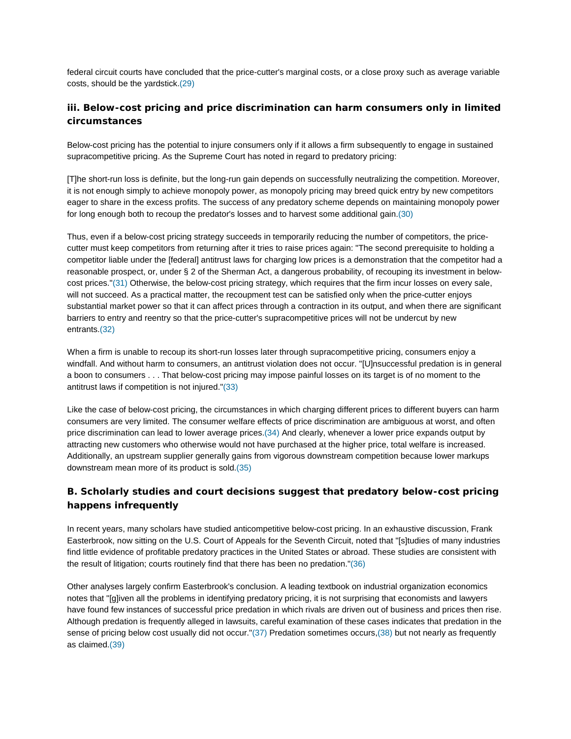federal circuit courts have concluded that the price-cutter's marginal costs, or a close proxy such as average variable costs, should be the yardstick.(29)

### iii. Below-cost pricing and price discrimination can harm consumers only in limited circumstances

Below-cost pricing has the potential to injure consumers only if it allows a firm subsequently to engage in sustained supracompetitive pricing. As the Supreme Court has noted in regard to predatory pricing:

[T]he short-run loss is definite, but the long-run gain depends on successfully neutralizing the competition. Moreover, it is not enough simply to achieve monopoly power, as monopoly pricing may breed quick entry by new competitors eager to share in the excess profits. The success of any predatory scheme depends on maintaining monopoly power for long enough both to recoup the predator's losses and to harvest some additional gain.(30)

Thus, even if a below-cost pricing strategy succeeds in temporarily reducing the number of competitors, the price-cutter must keep competitors from returning after it tries to raise prices again: "The second prerequisite to holding a competitor liable under the [federal] antitrust laws for charging low prices is a demonstration that the competitor had a reasonable prospect, or, under § 2 of the Sherman Act, a dangerous probability, of recouping its investment in below-cost prices."(31) Otherwise, the below-cost pricing strategy, which requires that the firm incur losses on every sale, will not succeed. As a practical matter, the recoupment test can be satisfied only when the price-cutter enjoys substantial market power so that it can affect prices through a contraction in its output, and when there are significant barriers to entry and reentry so that the price-cutter's supracompetitive prices will not be undercut by new entrants.(32)

When a firm is unable to recoup its short-run losses later through supracompetitive pricing, consumers enjoy a windfall. And without harm to consumers, an antitrust violation does not occur. "[U]nsuccessful predation is in general a boon to consumers . . . That below-cost pricing may impose painful losses on its target is of no moment to the antitrust laws if competition is not injured."(33)

Like the case of below-cost pricing, the circumstances in which charging different prices to different buyers can harm consumers are very limited. The consumer welfare effects of price discrimination are ambiguous at worst, and often price discrimination can lead to lower average prices.(34) And clearly, whenever a lower price expands output by attracting new customers who otherwise would not have purchased at the higher price, total welfare is increased. Additionally, an upstream supplier generally gains from vigorous downstream competition because lower markups downstream mean more of its product is sold.(35)

## B. Scholarly studies and court decisions suggest that predatory below-cost pricing happens infrequently

In recent years, many scholars have studied anticompetitive below-cost pricing. In an exhaustive discussion, Frank Easterbrook, now sitting on the U.S. Court of Appeals for the Seventh Circuit, noted that "[s]tudies of many industries find little evidence of profitable predatory practices in the United States or abroad. These studies are consistent with the result of litigation; courts routinely find that there has been no predation."(36)

Other analyses largely confirm Easterbrook's conclusion. A leading textbook on industrial organization economics notes that "[g]iven all the problems in identifying predatory pricing, it is not surprising that economists and lawyers have found few instances of successful price predation in which rivals are driven out of business and prices then rise. Although predation is frequently alleged in lawsuits, careful examination of these cases indicates that predation in the sense of pricing below cost usually did not occur."(37) Predation sometimes occurs,(38) but not nearly as frequently as claimed.(39)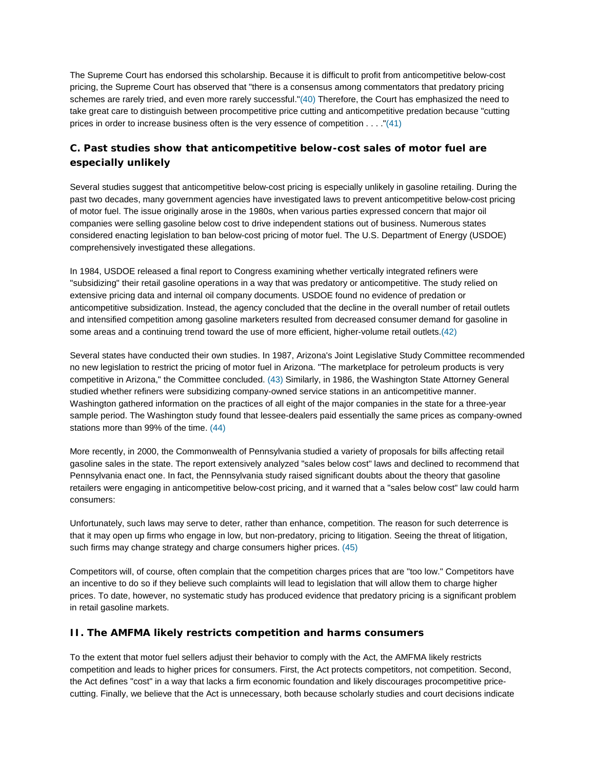The Supreme Court has endorsed this scholarship. Because it is difficult to profit from anticompetitive below-cost pricing, the Supreme Court has observed that "there is a consensus among commentators that predatory pricing schemes are rarely tried, and even more rarely successful."(40) Therefore, the Court has emphasized the need to take great care to distinguish between procompetitive price cutting and anticompetitive predation because "cutting prices in order to increase business often is the very essence of competition . . . ."(41)

### C. Past studies show that anticompetitive below-cost sales of motor fuel are especially unlikely

Several studies suggest that anticompetitive below-cost pricing is especially unlikely in gasoline retailing. During the past two decades, many government agencies have investigated laws to prevent anticompetitive below-cost pricing of motor fuel. The issue originally arose in the 1980s, when various parties expressed concern that major oil companies were selling gasoline below cost to drive independent stations out of business. Numerous states considered enacting legislation to ban below-cost pricing of motor fuel. The U.S. Department of Energy (USDOE) comprehensively investigated these allegations.

In 1984, USDOE released a final report to Congress examining whether vertically integrated refiners were "subsidizing" their retail gasoline operations in a way that was predatory or anticompetitive. The study relied on extensive pricing data and internal oil company documents. USDOE found no evidence of predation or anticompetitive subsidization. Instead, the agency concluded that the decline in the overall number of retail outlets and intensified competition among gasoline marketers resulted from decreased consumer demand for gasoline in some areas and a continuing trend toward the use of more efficient, higher-volume retail outlets.(42)

Several states have conducted their own studies. In 1987, Arizona's Joint Legislative Study Committee recommended no new legislation to restrict the pricing of motor fuel in Arizona. "The marketplace for petroleum products is very competitive in Arizona," the Committee concluded. (43) Similarly, in 1986, the Washington State Attorney General studied whether refiners were subsidizing company-owned service stations in an anticompetitive manner. Washington gathered information on the practices of all eight of the major companies in the state for a three-year sample period. The Washington study found that lessee-dealers paid essentially the same prices as company-owned stations more than 99% of the time. (44)

More recently, in 2000, the Commonwealth of Pennsylvania studied a variety of proposals for bills affecting retail gasoline sales in the state. The report extensively analyzed "sales below cost" laws and declined to recommend that Pennsylvania enact one. In fact, the Pennsylvania study raised significant doubts about the theory that gasoline retailers were engaging in anticompetitive below-cost pricing, and it warned that a "sales below cost" law could harm consumers:

Unfortunately, such laws may serve to deter, rather than enhance, competition. The reason for such deterrence is that it may open up firms who engage in low, but non-predatory, pricing to litigation. Seeing the threat of litigation, such firms may change strategy and charge consumers higher prices. (45)

Competitors will, of course, often complain that the competition charges prices that are "too low." Competitors have an incentive to do so if they believe such complaints will lead to legislation that will allow them to charge higher prices. To date, however, no systematic study has produced evidence that predatory pricing is a significant problem in retail gasoline markets.

## II. The AMFMA likely restricts competition and harms consumers

To the extent that motor fuel sellers adjust their behavior to comply with the Act, the AMFMA likely restricts competition and leads to higher prices for consumers. First, the Act protects competitors, not competition. Second, the Act defines "cost" in a way that lacks a firm economic foundation and likely discourages procompetitive price-cutting. Finally, we believe that the Act is unnecessary, both because scholarly studies and court decisions indicate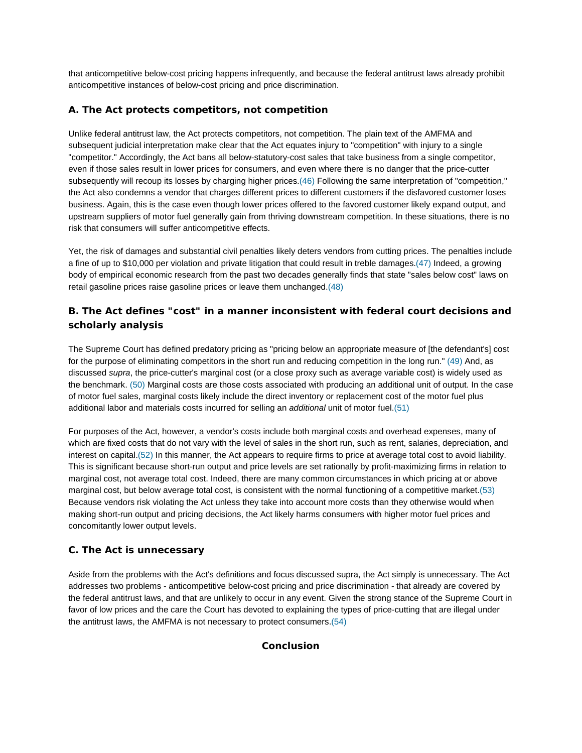that anticompetitive below-cost pricing happens infrequently, and because the federal antitrust laws already prohibit anticompetitive instances of below-cost pricing and price discrimination.

### A. The Act protects competitors, not competition

Unlike federal antitrust law, the Act protects competitors, not competition. The plain text of the AMFMA and subsequent judicial interpretation make clear that the Act equates injury to "competition" with injury to a single "competitor." Accordingly, the Act bans all below-statutory-cost sales that take business from a single competitor, even if those sales result in lower prices for consumers, and even where there is no danger that the price-cutter subsequently will recoup its losses by charging higher prices.(46) Following the same interpretation of "competition," the Act also condemns a vendor that charges different prices to different customers if the disfavored customer loses business. Again, this is the case even though lower prices offered to the favored customer likely expand output, and upstream suppliers of motor fuel generally gain from thriving downstream competition. In these situations, there is no risk that consumers will suffer anticompetitive effects.

Yet, the risk of damages and substantial civil penalties likely deters vendors from cutting prices. The penalties include a fine of up to $10,000 per violation and private litigation that could result in treble damages.(47) Indeed, a growing body of empirical economic research from the past two decades generally finds that state "sales below cost" laws on retail gasoline prices raise gasoline prices or leave them unchanged.(48)

### B. The Act defines "cost" in a manner inconsistent with federal court decisions and scholarly analysis

The Supreme Court has defined predatory pricing as "pricing below an appropriate measure of [the defendant's] cost for the purpose of eliminating competitors in the short run and reducing competition in the long run." (49) And, as discussed *supra*, the price-cutter's marginal cost (or a close proxy such as average variable cost) is widely used as the benchmark. (50) Marginal costs are those costs associated with producing an additional unit of output. In the case of motor fuel sales, marginal costs likely include the direct inventory or replacement cost of the motor fuel plus additional labor and materials costs incurred for selling an *additional* unit of motor fuel.(51)

For purposes of the Act, however, a vendor's costs include both marginal costs and overhead expenses, many of which are fixed costs that do not vary with the level of sales in the short run, such as rent, salaries, depreciation, and interest on capital.(52) In this manner, the Act appears to require firms to price at average total cost to avoid liability. This is significant because short-run output and price levels are set rationally by profit-maximizing firms in relation to marginal cost, not average total cost. Indeed, there are many common circumstances in which pricing at or above marginal cost, but below average total cost, is consistent with the normal functioning of a competitive market.(53) Because vendors risk violating the Act unless they take into account more costs than they otherwise would when making short-run output and pricing decisions, the Act likely harms consumers with higher motor fuel prices and concomitantly lower output levels.

### C. The Act is unnecessary

Aside from the problems with the Act's definitions and focus discussed supra, the Act simply is unnecessary. The Act addresses two problems - anticompetitive below-cost pricing and price discrimination - that already are covered by the federal antitrust laws, and that are unlikely to occur in any event. Given the strong stance of the Supreme Court in favor of low prices and the care the Court has devoted to explaining the types of price-cutting that are illegal under the antitrust laws, the AMFMA is not necessary to protect consumers.(54)

## Conclusion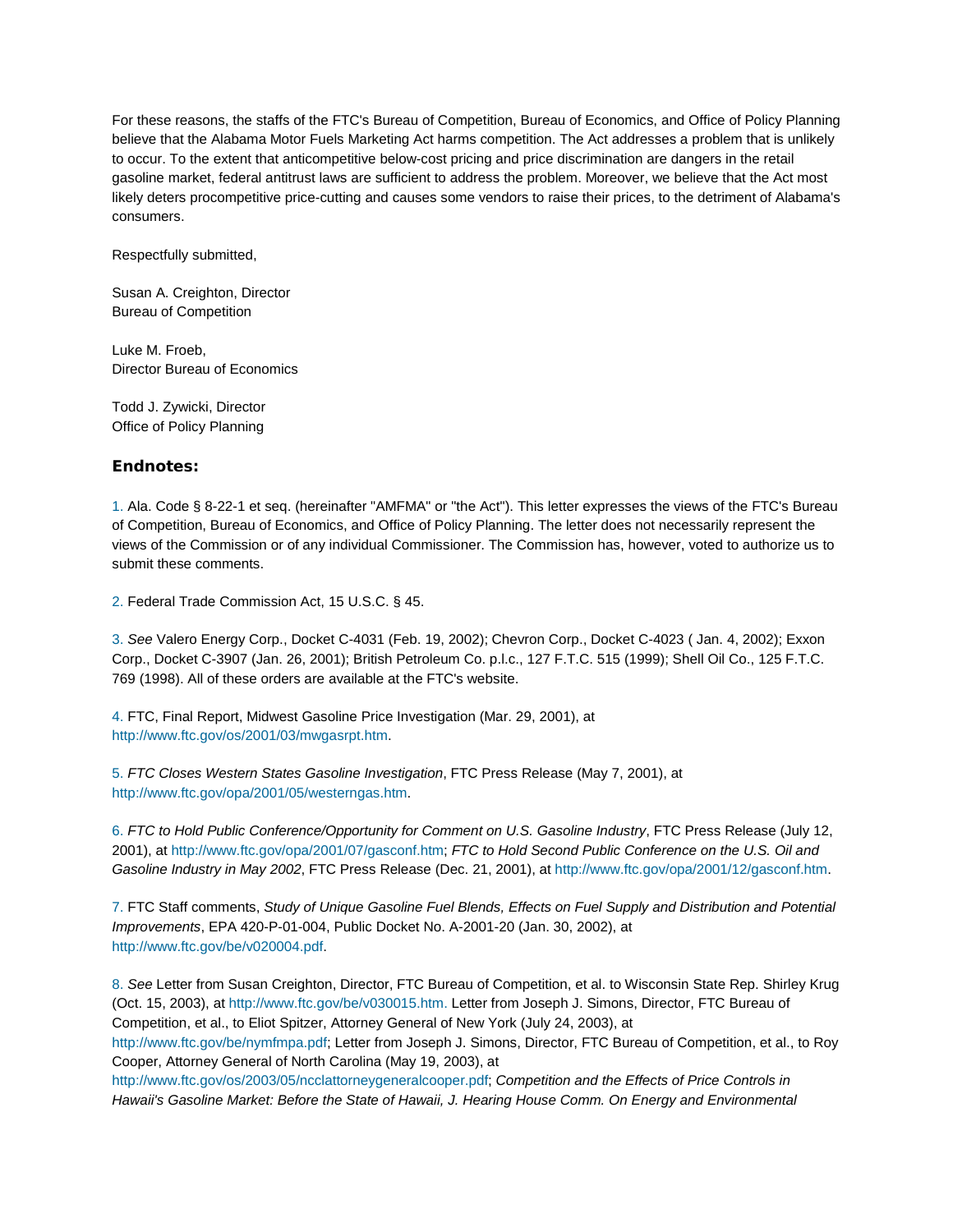For these reasons, the staffs of the FTC's Bureau of Competition, Bureau of Economics, and Office of Policy Planning believe that the Alabama Motor Fuels Marketing Act harms competition. The Act addresses a problem that is unlikely to occur. To the extent that anticompetitive below-cost pricing and price discrimination are dangers in the retail gasoline market, federal antitrust laws are sufficient to address the problem. Moreover, we believe that the Act most likely deters procompetitive price-cutting and causes some vendors to raise their prices, to the detriment of Alabama's consumers.

Respectfully submitted,

Susan A. Creighton, Director
Bureau of Competition

Luke M. Froeb,
Director Bureau of Economics

Todd J. Zywicki, Director
Office of Policy Planning

### Endnotes:

1. Ala. Code § 8-22-1 et seq. (hereinafter "AMFMA" or "the Act"). This letter expresses the views of the FTC's Bureau of Competition, Bureau of Economics, and Office of Policy Planning. The letter does not necessarily represent the views of the Commission or of any individual Commissioner. The Commission has, however, voted to authorize us to submit these comments.

2. Federal Trade Commission Act, 15 U.S.C. § 45.

3. *See* Valero Energy Corp., Docket C-4031 (Feb. 19, 2002); Chevron Corp., Docket C-4023 ( Jan. 4, 2002); Exxon Corp., Docket C-3907 (Jan. 26, 2001); British Petroleum Co. p.l.c., 127 F.T.C. 515 (1999); Shell Oil Co., 125 F.T.C. 769 (1998). All of these orders are available at the FTC's website.

4. FTC, Final Report, Midwest Gasoline Price Investigation (Mar. 29, 2001), at http://www.ftc.gov/os/2001/03/mwgasrpt.htm.

5. *FTC Closes Western States Gasoline Investigation*, FTC Press Release (May 7, 2001), at http://www.ftc.gov/opa/2001/05/westerngas.htm.

6. *FTC to Hold Public Conference/Opportunity for Comment on U.S. Gasoline Industry*, FTC Press Release (July 12, 2001), at http://www.ftc.gov/opa/2001/07/gasconf.htm; *FTC to Hold Second Public Conference on the U.S. Oil and Gasoline Industry in May 2002*, FTC Press Release (Dec. 21, 2001), at http://www.ftc.gov/opa/2001/12/gasconf.htm.

7. FTC Staff comments, *Study of Unique Gasoline Fuel Blends, Effects on Fuel Supply and Distribution and Potential Improvements*, EPA 420-P-01-004, Public Docket No. A-2001-20 (Jan. 30, 2002), at http://www.ftc.gov/be/v020004.pdf.

8. *See* Letter from Susan Creighton, Director, FTC Bureau of Competition, et al. to Wisconsin State Rep. Shirley Krug (Oct. 15, 2003), at http://www.ftc.gov/be/v030015.htm. Letter from Joseph J. Simons, Director, FTC Bureau of Competition, et al., to Eliot Spitzer, Attorney General of New York (July 24, 2003), at http://www.ftc.gov/be/nymfmpa.pdf; Letter from Joseph J. Simons, Director, FTC Bureau of Competition, et al., to Roy Cooper, Attorney General of North Carolina (May 19, 2003), at http://www.ftc.gov/os/2003/05/ncclattorneygeneralcooper.pdf; *Competition and the Effects of Price Controls in Hawaii's Gasoline Market: Before the State of Hawaii, J. Hearing House Comm. On Energy and Environmental*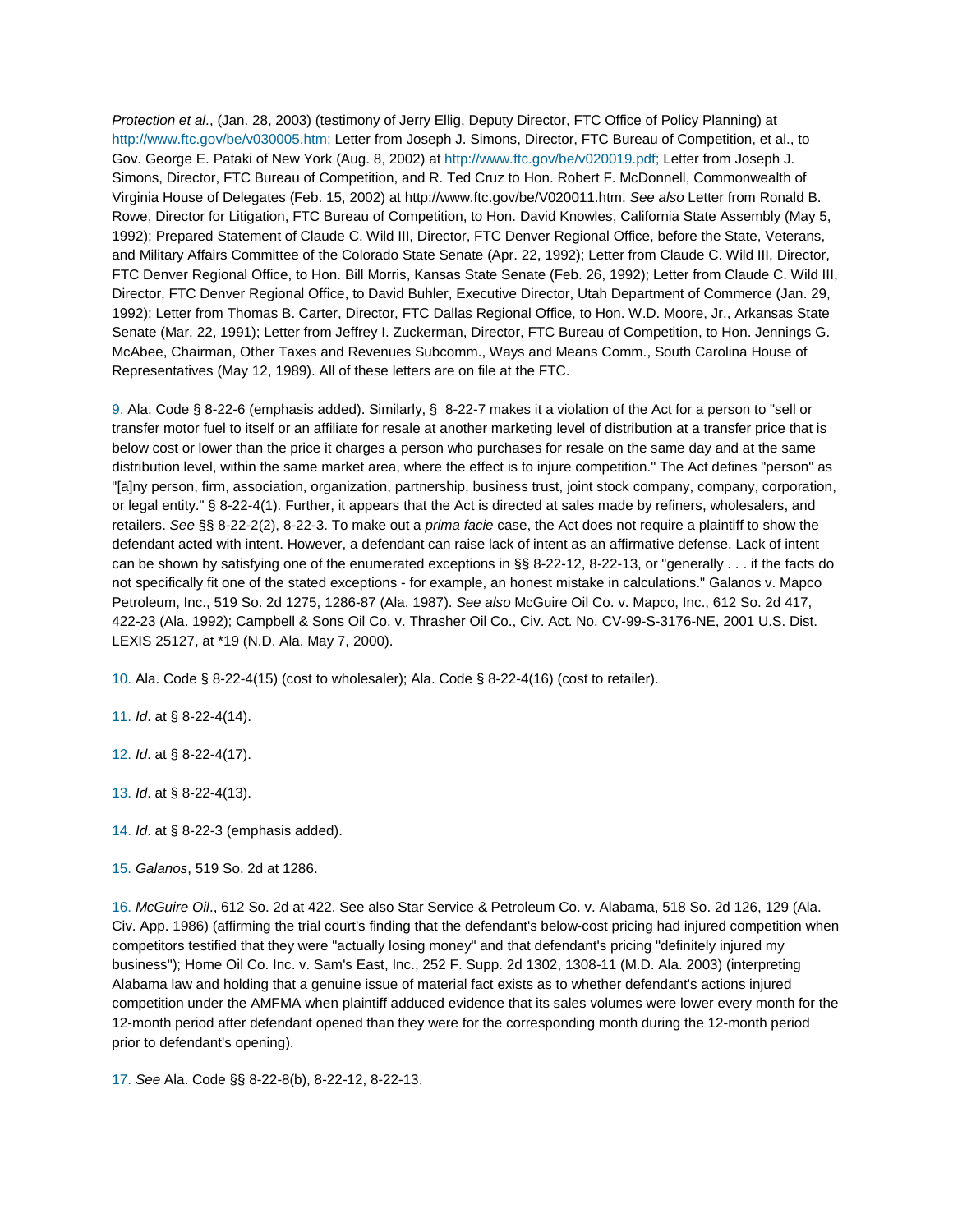*Protection et al*., (Jan. 28, 2003) (testimony of Jerry Ellig, Deputy Director, FTC Office of Policy Planning) at http://www.ftc.gov/be/v030005.htm; Letter from Joseph J. Simons, Director, FTC Bureau of Competition, et al., to Gov. George E. Pataki of New York (Aug. 8, 2002) at http://www.ftc.gov/be/v020019.pdf; Letter from Joseph J. Simons, Director, FTC Bureau of Competition, and R. Ted Cruz to Hon. Robert F. McDonnell, Commonwealth of Virginia House of Delegates (Feb. 15, 2002) at http://www.ftc.gov/be/V020011.htm. *See also* Letter from Ronald B. Rowe, Director for Litigation, FTC Bureau of Competition, to Hon. David Knowles, California State Assembly (May 5, 1992); Prepared Statement of Claude C. Wild III, Director, FTC Denver Regional Office, before the State, Veterans, and Military Affairs Committee of the Colorado State Senate (Apr. 22, 1992); Letter from Claude C. Wild III, Director, FTC Denver Regional Office, to Hon. Bill Morris, Kansas State Senate (Feb. 26, 1992); Letter from Claude C. Wild III, Director, FTC Denver Regional Office, to David Buhler, Executive Director, Utah Department of Commerce (Jan. 29, 1992); Letter from Thomas B. Carter, Director, FTC Dallas Regional Office, to Hon. W.D. Moore, Jr., Arkansas State Senate (Mar. 22, 1991); Letter from Jeffrey I. Zuckerman, Director, FTC Bureau of Competition, to Hon. Jennings G. McAbee, Chairman, Other Taxes and Revenues Subcomm., Ways and Means Comm., South Carolina House of Representatives (May 12, 1989). All of these letters are on file at the FTC.

9. Ala. Code § 8-22-6 (emphasis added). Similarly, § 8-22-7 makes it a violation of the Act for a person to "sell or transfer motor fuel to itself or an affiliate for resale at another marketing level of distribution at a transfer price that is below cost or lower than the price it charges a person who purchases for resale on the same day and at the same distribution level, within the same market area, where the effect is to injure competition." The Act defines "person" as "[a]ny person, firm, association, organization, partnership, business trust, joint stock company, company, corporation, or legal entity." § 8-22-4(1). Further, it appears that the Act is directed at sales made by refiners, wholesalers, and retailers. *See* §§ 8-22-2(2), 8-22-3. To make out a *prima facie* case, the Act does not require a plaintiff to show the defendant acted with intent. However, a defendant can raise lack of intent as an affirmative defense. Lack of intent can be shown by satisfying one of the enumerated exceptions in §§ 8-22-12, 8-22-13, or "generally . . . if the facts do not specifically fit one of the stated exceptions - for example, an honest mistake in calculations." Galanos v. Mapco Petroleum, Inc., 519 So. 2d 1275, 1286-87 (Ala. 1987). *See also* McGuire Oil Co. v. Mapco, Inc., 612 So. 2d 417, 422-23 (Ala. 1992); Campbell & Sons Oil Co. v. Thrasher Oil Co., Civ. Act. No. CV-99-S-3176-NE, 2001 U.S. Dist. LEXIS 25127, at *19 (N.D. Ala. May 7, 2000).

10. Ala. Code § 8-22-4(15) (cost to wholesaler); Ala. Code § 8-22-4(16) (cost to retailer).

11. *Id*. at § 8-22-4(14).

12. *Id*. at § 8-22-4(17).

13. *Id*. at § 8-22-4(13).

14. *Id*. at § 8-22-3 (emphasis added).

15. *Galanos*, 519 So. 2d at 1286.

16. *McGuire Oil*., 612 So. 2d at 422. See also Star Service & Petroleum Co. v. Alabama, 518 So. 2d 126, 129 (Ala. Civ. App. 1986) (affirming the trial court's finding that the defendant's below-cost pricing had injured competition when competitors testified that they were "actually losing money" and that defendant's pricing "definitely injured my business"); Home Oil Co. Inc. v. Sam's East, Inc., 252 F. Supp. 2d 1302, 1308-11 (M.D. Ala. 2003) (interpreting Alabama law and holding that a genuine issue of material fact exists as to whether defendant's actions injured competition under the AMFMA when plaintiff adduced evidence that its sales volumes were lower every month for the 12-month period after defendant opened than they were for the corresponding month during the 12-month period prior to defendant's opening).

17. *See* Ala. Code §§ 8-22-8(b), 8-22-12, 8-22-13.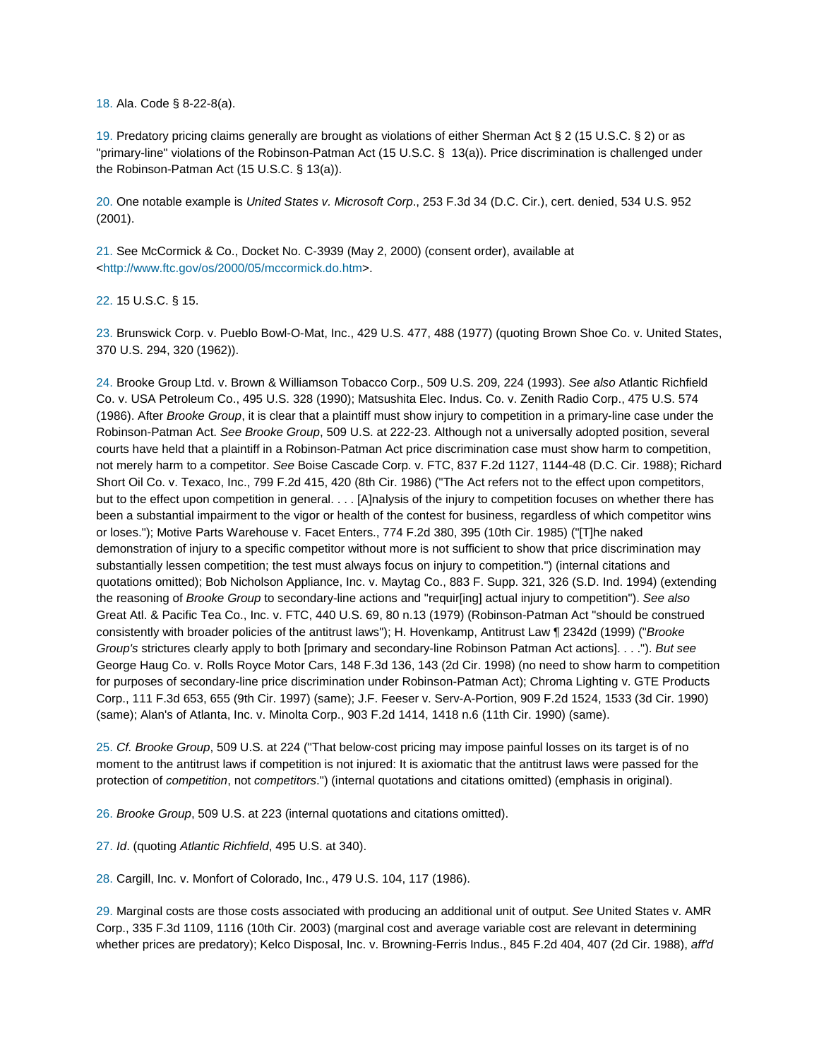18. Ala. Code § 8-22-8(a).

19. Predatory pricing claims generally are brought as violations of either Sherman Act § 2 (15 U.S.C. § 2) or as "primary-line" violations of the Robinson-Patman Act (15 U.S.C. § 13(a)). Price discrimination is challenged under the Robinson-Patman Act (15 U.S.C. § 13(a)).

20. One notable example is *United States v. Microsoft Corp*., 253 F.3d 34 (D.C. Cir.), cert. denied, 534 U.S. 952 (2001).

21. See McCormick & Co., Docket No. C-3939 (May 2, 2000) (consent order), available at <http://www.ftc.gov/os/2000/05/mccormick.do.htm>.

22. 15 U.S.C. § 15.

23. Brunswick Corp. v. Pueblo Bowl-O-Mat, Inc., 429 U.S. 477, 488 (1977) (quoting Brown Shoe Co. v. United States, 370 U.S. 294, 320 (1962)).

24. Brooke Group Ltd. v. Brown & Williamson Tobacco Corp., 509 U.S. 209, 224 (1993). *See also* Atlantic Richfield Co. v. USA Petroleum Co., 495 U.S. 328 (1990); Matsushita Elec. Indus. Co. v. Zenith Radio Corp., 475 U.S. 574 (1986). After *Brooke Group*, it is clear that a plaintiff must show injury to competition in a primary-line case under the Robinson-Patman Act. *See Brooke Group*, 509 U.S. at 222-23. Although not a universally adopted position, several courts have held that a plaintiff in a Robinson-Patman Act price discrimination case must show harm to competition, not merely harm to a competitor. *See* Boise Cascade Corp. v. FTC, 837 F.2d 1127, 1144-48 (D.C. Cir. 1988); Richard Short Oil Co. v. Texaco, Inc., 799 F.2d 415, 420 (8th Cir. 1986) ("The Act refers not to the effect upon competitors, but to the effect upon competition in general. . . . [A]nalysis of the injury to competition focuses on whether there has been a substantial impairment to the vigor or health of the contest for business, regardless of which competitor wins or loses."); Motive Parts Warehouse v. Facet Enters., 774 F.2d 380, 395 (10th Cir. 1985) ("[T]he naked demonstration of injury to a specific competitor without more is not sufficient to show that price discrimination may substantially lessen competition; the test must always focus on injury to competition.") (internal citations and quotations omitted); Bob Nicholson Appliance, Inc. v. Maytag Co., 883 F. Supp. 321, 326 (S.D. Ind. 1994) (extending the reasoning of *Brooke Group* to secondary-line actions and "requir[ing] actual injury to competition"). *See also* Great Atl. & Pacific Tea Co., Inc. v. FTC, 440 U.S. 69, 80 n.13 (1979) (Robinson-Patman Act "should be construed consistently with broader policies of the antitrust laws"); H. Hovenkamp, Antitrust Law ¶ 2342d (1999) ("*Brooke Group's* strictures clearly apply to both [primary and secondary-line Robinson Patman Act actions]. . . ."). *But see* George Haug Co. v. Rolls Royce Motor Cars, 148 F.3d 136, 143 (2d Cir. 1998) (no need to show harm to competition for purposes of secondary-line price discrimination under Robinson-Patman Act); Chroma Lighting v. GTE Products Corp., 111 F.3d 653, 655 (9th Cir. 1997) (same); J.F. Feeser v. Serv-A-Portion, 909 F.2d 1524, 1533 (3d Cir. 1990) (same); Alan's of Atlanta, Inc. v. Minolta Corp., 903 F.2d 1414, 1418 n.6 (11th Cir. 1990) (same).

25. *Cf. Brooke Group*, 509 U.S. at 224 ("That below-cost pricing may impose painful losses on its target is of no moment to the antitrust laws if competition is not injured: It is axiomatic that the antitrust laws were passed for the protection of *competition*, not *competitors*.") (internal quotations and citations omitted) (emphasis in original).

26. *Brooke Group*, 509 U.S. at 223 (internal quotations and citations omitted).

27. *Id*. (quoting *Atlantic Richfield*, 495 U.S. at 340).

28. Cargill, Inc. v. Monfort of Colorado, Inc., 479 U.S. 104, 117 (1986).

29. Marginal costs are those costs associated with producing an additional unit of output. *See* United States v. AMR Corp., 335 F.3d 1109, 1116 (10th Cir. 2003) (marginal cost and average variable cost are relevant in determining whether prices are predatory); Kelco Disposal, Inc. v. Browning-Ferris Indus., 845 F.2d 404, 407 (2d Cir. 1988), *aff'd*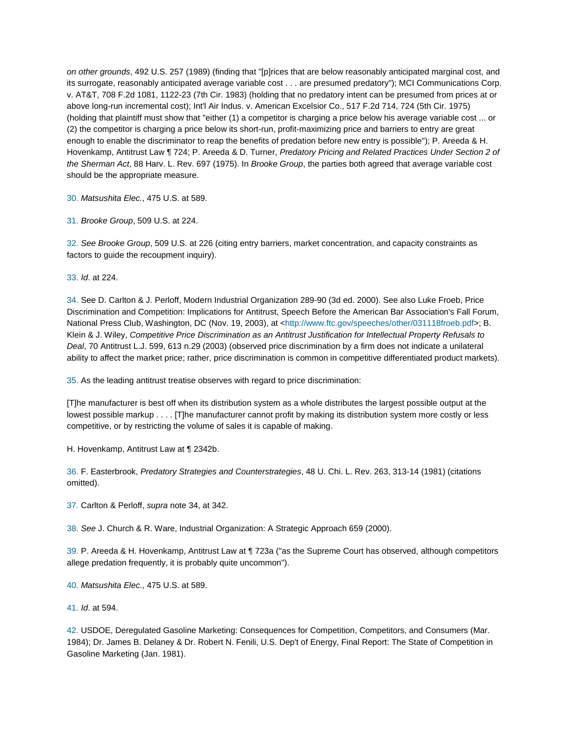*on other grounds*, 492 U.S. 257 (1989) (finding that "[p]rices that are below reasonably anticipated marginal cost, and its surrogate, reasonably anticipated average variable cost . . . are presumed predatory"); MCI Communications Corp. v. AT&T, 708 F.2d 1081, 1122-23 (7th Cir. 1983) (holding that no predatory intent can be presumed from prices at or above long-run incremental cost); Int'l Air Indus. v. American Excelsior Co., 517 F.2d 714, 724 (5th Cir. 1975) (holding that plaintiff must show that "either (1) a competitor is charging a price below his average variable cost ... or (2) the competitor is charging a price below its short-run, profit-maximizing price and barriers to entry are great enough to enable the discriminator to reap the benefits of predation before new entry is possible"); P. Areeda & H. Hovenkamp, Antitrust Law ¶ 724; P. Areeda & D. Turner, *Predatory Pricing and Related Practices Under Section 2 of the Sherman Act*, 88 Harv. L. Rev. 697 (1975). In *Brooke Group*, the parties both agreed that average variable cost should be the appropriate measure.

30. *Matsushita Elec.*, 475 U.S. at 589.

31. *Brooke Group*, 509 U.S. at 224.

32. *See Brooke Group*, 509 U.S. at 226 (citing entry barriers, market concentration, and capacity constraints as factors to guide the recoupment inquiry).

33. *Id*. at 224.

34. See D. Carlton & J. Perloff, Modern Industrial Organization 289-90 (3d ed. 2000). See also Luke Froeb, Price Discrimination and Competition: Implications for Antitrust, Speech Before the American Bar Association's Fall Forum, National Press Club, Washington, DC (Nov. 19, 2003), at <http://www.ftc.gov/speeches/other/031118froeb.pdf>; B. Klein & J. Wiley, *Competitive Price Discrimination as an Antitrust Justification for Intellectual Property Refusals to Deal*, 70 Antitrust L.J. 599, 613 n.29 (2003) (observed price discrimination by a firm does not indicate a unilateral ability to affect the market price; rather, price discrimination is common in competitive differentiated product markets).

35. As the leading antitrust treatise observes with regard to price discrimination:

[T]he manufacturer is best off when its distribution system as a whole distributes the largest possible output at the lowest possible markup . . . . [T]he manufacturer cannot profit by making its distribution system more costly or less competitive, or by restricting the volume of sales it is capable of making.

H. Hovenkamp, Antitrust Law at ¶ 2342b.

36. F. Easterbrook, *Predatory Strategies and Counterstrategies*, 48 U. Chi. L. Rev. 263, 313-14 (1981) (citations omitted).

37. Carlton & Perloff, *supra* note 34, at 342.

38. *See* J. Church & R. Ware, Industrial Organization: A Strategic Approach 659 (2000).

39. P. Areeda & H. Hovenkamp, Antitrust Law at ¶ 723a ("as the Supreme Court has observed, although competitors allege predation frequently, it is probably quite uncommon").

40. *Matsushita Elec*., 475 U.S. at 589.

41. *Id*. at 594.

42. USDOE, Deregulated Gasoline Marketing: Consequences for Competition, Competitors, and Consumers (Mar. 1984); Dr. James B. Delaney & Dr. Robert N. Fenili, U.S. Dep't of Energy, Final Report: The State of Competition in Gasoline Marketing (Jan. 1981).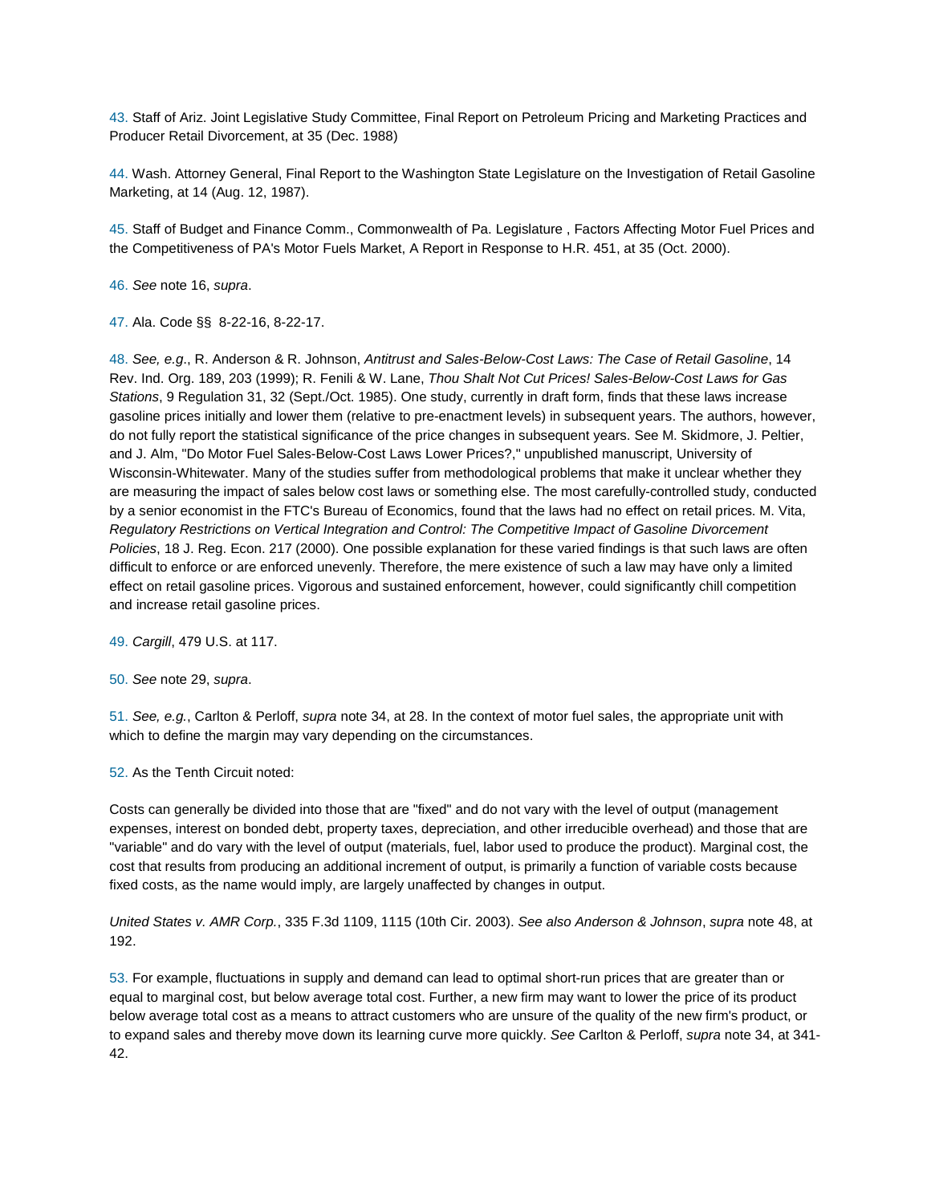43. Staff of Ariz. Joint Legislative Study Committee, Final Report on Petroleum Pricing and Marketing Practices and Producer Retail Divorcement, at 35 (Dec. 1988)

44. Wash. Attorney General, Final Report to the Washington State Legislature on the Investigation of Retail Gasoline Marketing, at 14 (Aug. 12, 1987).

45. Staff of Budget and Finance Comm., Commonwealth of Pa. Legislature , Factors Affecting Motor Fuel Prices and the Competitiveness of PA's Motor Fuels Market, A Report in Response to H.R. 451, at 35 (Oct. 2000).

46. *See* note 16, *supra*.

47. Ala. Code §§ 8-22-16, 8-22-17.

48. *See, e.g.*, R. Anderson & R. Johnson, *Antitrust and Sales-Below-Cost Laws: The Case of Retail Gasoline*, 14 Rev. Ind. Org. 189, 203 (1999); R. Fenili & W. Lane, *Thou Shalt Not Cut Prices! Sales-Below-Cost Laws for Gas Stations*, 9 Regulation 31, 32 (Sept./Oct. 1985). One study, currently in draft form, finds that these laws increase gasoline prices initially and lower them (relative to pre-enactment levels) in subsequent years. The authors, however, do not fully report the statistical significance of the price changes in subsequent years. See M. Skidmore, J. Peltier, and J. Alm, "Do Motor Fuel Sales-Below-Cost Laws Lower Prices?," unpublished manuscript, University of Wisconsin-Whitewater. Many of the studies suffer from methodological problems that make it unclear whether they are measuring the impact of sales below cost laws or something else. The most carefully-controlled study, conducted by a senior economist in the FTC's Bureau of Economics, found that the laws had no effect on retail prices. M. Vita, *Regulatory Restrictions on Vertical Integration and Control: The Competitive Impact of Gasoline Divorcement Policies*, 18 J. Reg. Econ. 217 (2000). One possible explanation for these varied findings is that such laws are often difficult to enforce or are enforced unevenly. Therefore, the mere existence of such a law may have only a limited effect on retail gasoline prices. Vigorous and sustained enforcement, however, could significantly chill competition and increase retail gasoline prices.

49. *Cargill*, 479 U.S. at 117.

50. *See* note 29, *supra*.

51. *See, e.g.*, Carlton & Perloff, *supra* note 34, at 28. In the context of motor fuel sales, the appropriate unit with which to define the margin may vary depending on the circumstances.

52. As the Tenth Circuit noted:

Costs can generally be divided into those that are "fixed" and do not vary with the level of output (management expenses, interest on bonded debt, property taxes, depreciation, and other irreducible overhead) and those that are "variable" and do vary with the level of output (materials, fuel, labor used to produce the product). Marginal cost, the cost that results from producing an additional increment of output, is primarily a function of variable costs because fixed costs, as the name would imply, are largely unaffected by changes in output.

*United States v. AMR Corp.*, 335 F.3d 1109, 1115 (10th Cir. 2003). *See also Anderson & Johnson*, *supra* note 48, at 192.

53. For example, fluctuations in supply and demand can lead to optimal short-run prices that are greater than or equal to marginal cost, but below average total cost. Further, a new firm may want to lower the price of its product below average total cost as a means to attract customers who are unsure of the quality of the new firm's product, or to expand sales and thereby move down its learning curve more quickly. *See* Carlton & Perloff, *supra* note 34, at 341-42.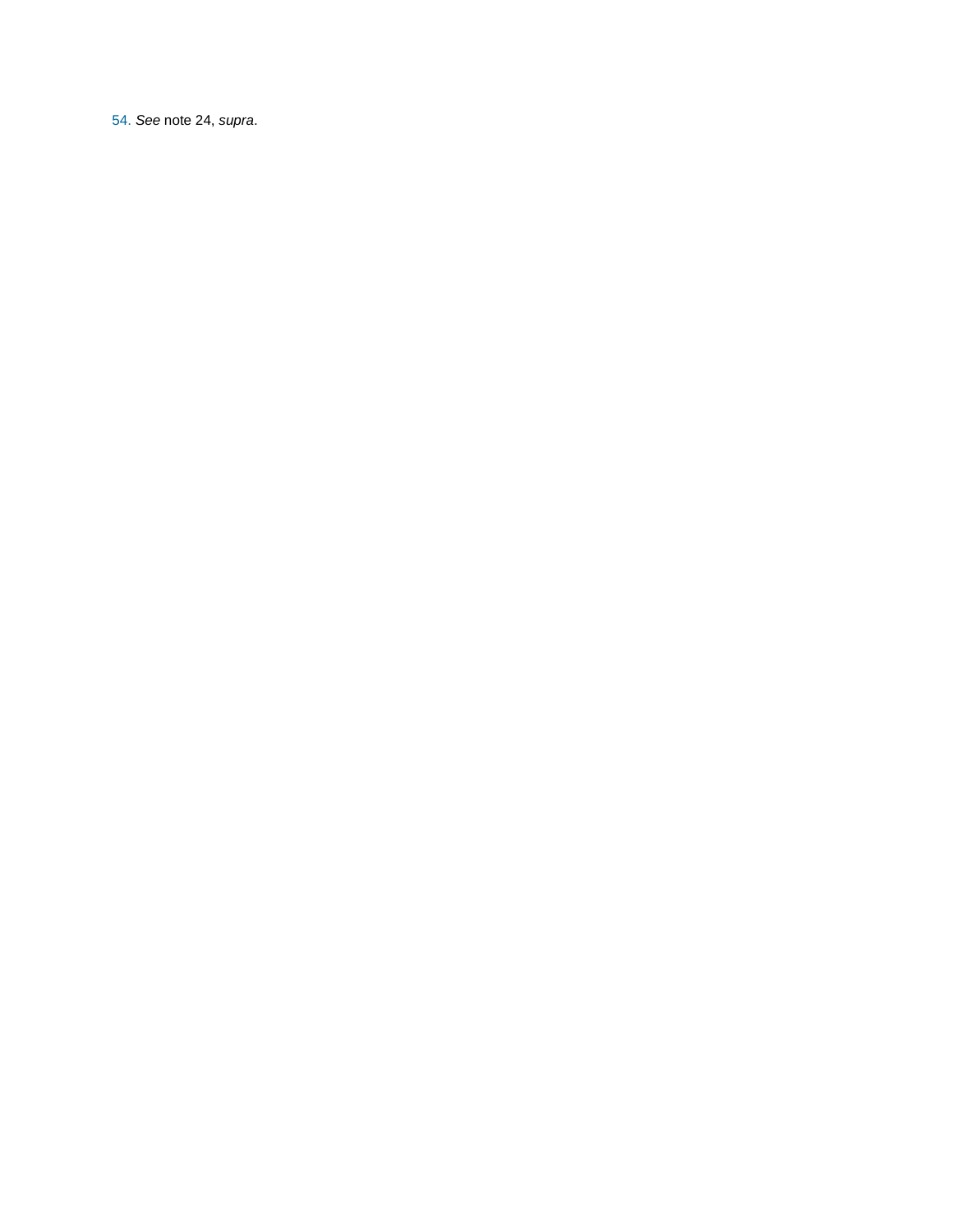54. *See* note 24, *supra*.